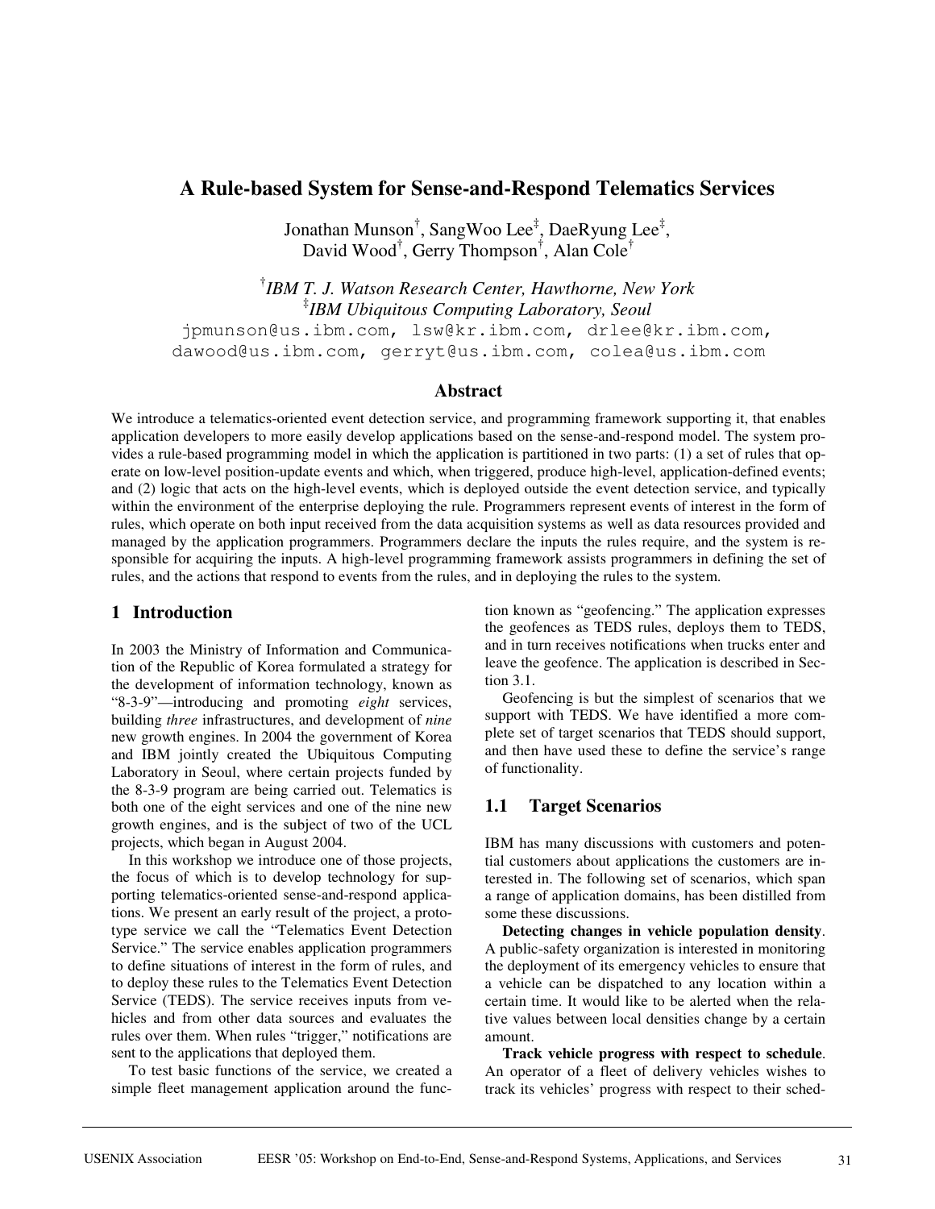# A Rule-based System for Sense-and-Respond Telematics Services

Jonathan Munson[†], SangWoo Lee[‡], DaeRyung Lee[‡], David Wood[†], Gerry Thompson[†], Alan Cole[†]

[†]*IBM T. J. Watson Research Center, Hawthorne, New York*
[‡]*IBM Ubiquitous Computing Laboratory, Seoul*

jpmunson@us.ibm.com, lsw@kr.ibm.com, drlee@kr.ibm.com, dawood@us.ibm.com, gerryt@us.ibm.com, colea@us.ibm.com

## Abstract

We introduce a telematics-oriented event detection service, and programming framework supporting it, that enables application developers to more easily develop applications based on the sense-and-respond model. The system provides a rule-based programming model in which the application is partitioned in two parts: (1) a set of rules that operate on low-level position-update events and which, when triggered, produce high-level, application-defined events; and (2) logic that acts on the high-level events, which is deployed outside the event detection service, and typically within the environment of the enterprise deploying the rule. Programmers represent events of interest in the form of rules, which operate on both input received from the data acquisition systems as well as data resources provided and managed by the application programmers. Programmers declare the inputs the rules require, and the system is responsible for acquiring the inputs. A high-level programming framework assists programmers in defining the set of rules, and the actions that respond to events from the rules, and in deploying the rules to the system.

## 1 Introduction

In 2003 the Ministry of Information and Communication of the Republic of Korea formulated a strategy for the development of information technology, known as "8-3-9"—introducing and promoting *eight* services, building *three* infrastructures, and development of *nine* new growth engines. In 2004 the government of Korea and IBM jointly created the Ubiquitous Computing Laboratory in Seoul, where certain projects funded by the 8-3-9 program are being carried out. Telematics is both one of the eight services and one of the nine new growth engines, and is the subject of two of the UCL projects, which began in August 2004.

In this workshop we introduce one of those projects, the focus of which is to develop technology for supporting telematics-oriented sense-and-respond applications. We present an early result of the project, a prototype service we call the "Telematics Event Detection Service." The service enables application programmers to define situations of interest in the form of rules, and to deploy these rules to the Telematics Event Detection Service (TEDS). The service receives inputs from vehicles and from other data sources and evaluates the rules over them. When rules "trigger," notifications are sent to the applications that deployed them.

To test basic functions of the service, we created a simple fleet management application around the function known as "geofencing." The application expresses the geofences as TEDS rules, deploys them to TEDS, and in turn receives notifications when trucks enter and leave the geofence. The application is described in Section 3.1.

Geofencing is but the simplest of scenarios that we support with TEDS. We have identified a more complete set of target scenarios that TEDS should support, and then have used these to define the service's range of functionality.

## 1.1 Target Scenarios

IBM has many discussions with customers and potential customers about applications the customers are interested in. The following set of scenarios, which span a range of application domains, has been distilled from some these discussions.

**Detecting changes in vehicle population density**. A public-safety organization is interested in monitoring the deployment of its emergency vehicles to ensure that a vehicle can be dispatched to any location within a certain time. It would like to be alerted when the relative values between local densities change by a certain amount.

**Track vehicle progress with respect to schedule**. An operator of a fleet of delivery vehicles wishes to track its vehicles' progress with respect to their sched-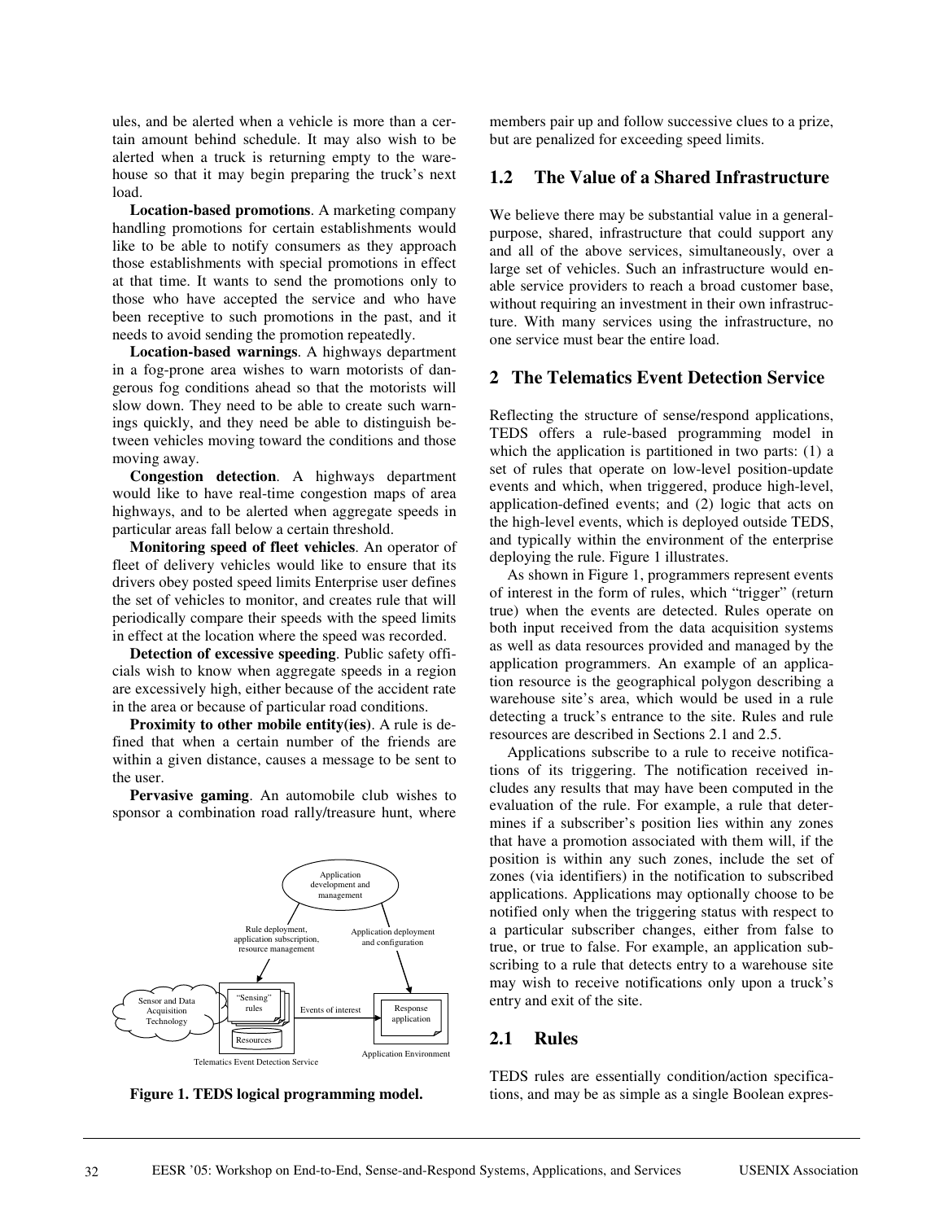ules, and be alerted when a vehicle is more than a certain amount behind schedule. It may also wish to be alerted when a truck is returning empty to the warehouse so that it may begin preparing the truck's next load.

**Location-based promotions**. A marketing company handling promotions for certain establishments would like to be able to notify consumers as they approach those establishments with special promotions in effect at that time. It wants to send the promotions only to those who have accepted the service and who have been receptive to such promotions in the past, and it needs to avoid sending the promotion repeatedly.

**Location-based warnings**. A highways department in a fog-prone area wishes to warn motorists of dangerous fog conditions ahead so that the motorists will slow down. They need to be able to create such warnings quickly, and they need be able to distinguish between vehicles moving toward the conditions and those moving away.

**Congestion detection**. A highways department would like to have real-time congestion maps of area highways, and to be alerted when aggregate speeds in particular areas fall below a certain threshold.

**Monitoring speed of fleet vehicles**. An operator of fleet of delivery vehicles would like to ensure that its drivers obey posted speed limits Enterprise user defines the set of vehicles to monitor, and creates rule that will periodically compare their speeds with the speed limits in effect at the location where the speed was recorded.

**Detection of excessive speeding**. Public safety officials wish to know when aggregate speeds in a region are excessively high, either because of the accident rate in the area or because of particular road conditions.

**Proximity to other mobile entity(ies)**. A rule is defined that when a certain number of the friends are within a given distance, causes a message to be sent to the user.

**Pervasive gaming**. An automobile club wishes to sponsor a combination road rally/treasure hunt, where members pair up and follow successive clues to a prize, but are penalized for exceeding speed limits.

**Figure 1. TEDS logical programming model.**

## 1.2 The Value of a Shared Infrastructure

We believe there may be substantial value in a general-purpose, shared, infrastructure that could support any and all of the above services, simultaneously, over a large set of vehicles. Such an infrastructure would enable service providers to reach a broad customer base, without requiring an investment in their own infrastructure. With many services using the infrastructure, no one service must bear the entire load.

# 2 The Telematics Event Detection Service

Reflecting the structure of sense/respond applications, TEDS offers a rule-based programming model in which the application is partitioned in two parts: (1) a set of rules that operate on low-level position-update events and which, when triggered, produce high-level, application-defined events; and (2) logic that acts on the high-level events, which is deployed outside TEDS, and typically within the environment of the enterprise deploying the rule. Figure 1 illustrates.

As shown in Figure 1, programmers represent events of interest in the form of rules, which "trigger" (return true) when the events are detected. Rules operate on both input received from the data acquisition systems as well as data resources provided and managed by the application programmers. An example of an application resource is the geographical polygon describing a warehouse site's area, which would be used in a rule detecting a truck's entrance to the site. Rules and rule resources are described in Sections 2.1 and 2.5.

Applications subscribe to a rule to receive notifications of its triggering. The notification received includes any results that may have been computed in the evaluation of the rule. For example, a rule that determines if a subscriber's position lies within any zones that have a promotion associated with them will, if the position is within any such zones, include the set of zones (via identifiers) in the notification to subscribed applications. Applications may optionally choose to be notified only when the triggering status with respect to a particular subscriber changes, either from false to true, or true to false. For example, an application subscribing to a rule that detects entry to a warehouse site may wish to receive notifications only upon a truck's entry and exit of the site.

## 2.1 Rules

TEDS rules are essentially condition/action specifications, and may be as simple as a single Boolean expres-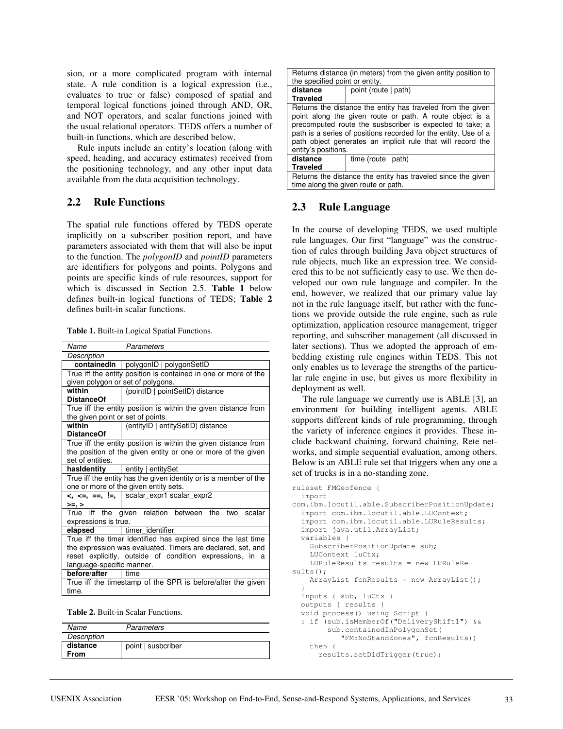sion, or a more complicated program with internal state. A rule condition is a logical expression (i.e., evaluates to true or false) composed of spatial and temporal logical functions joined through AND, OR, and NOT operators, and scalar functions joined with the usual relational operators. TEDS offers a number of built-in functions, which are described below.

Rule inputs include an entity's location (along with speed, heading, and accuracy estimates) received from the positioning technology, and any other input data available from the data acquisition technology.

## 2.2 Rule Functions

The spatial rule functions offered by TEDS operate implicitly on a subscriber position report, and have parameters associated with them that will also be input to the function. The *polygonID* and *pointID* parameters are identifiers for polygons and points. Polygons and points are specific kinds of rule resources, support for which is discussed in Section 2.5. **Table 1** below defines built-in logical functions of TEDS; **Table 2** defines built-in scalar functions.

**Table 1.** Built-in Logical Spatial Functions.

| Name | Parameters | Description |
|---|---|---|
| **containedIn** | polygonID \| polygonSetID | True iff the entity position is contained in one or more of the given polygon or set of polygons. |
| **within DistanceOf** | (pointID \| pointSetID) distance | True iff the entity position is within the given distance from the given point or set of points. |
| **within DistanceOf** | (entityID \| entitySetID) distance | True iff the entity position is within the given distance from the position of the given entity or one or more of the given set of entities. |
| **hasIdentity** | entity \| entitySet | True iff the entity has the given identity or is a member of the one or more of the given entity sets. |
| **<, <=, ==, !=, >=, >** | scalar_expr1 scalar_expr2 | True iff the given relation between the two scalar expressions is true. |
| **elapsed** | timer_identifier | True iff the timer identified has expired since the last time the expression was evaluated. Timers are declared, set, and reset explicitly, outside of condition expressions, in a language-specific manner. |
| **before/after** | time | True iff the timestamp of the SPR is before/after the given time. |

**Table 2.** Built-in Scalar Functions.

| Name | Parameters | Description |
|---|---|---|
| **distance From** | point \| susbcriber | Returns distance (in meters) from the given entity position to the specified point or entity. |
| **distance Traveled** | point (route \| path) | Returns the distance the entity has traveled from the given point along the given route or path. A route object is a precomputed route the susbscriber is expected to take; a path is a series of positions recorded for the entity. Use of a path object generates an implicit rule that will record the entity's positions. |
| **distance Traveled** | time (route \| path) | Returns the distance the entity has traveled since the given time along the given route or path. |

## 2.3 Rule Language

In the course of developing TEDS, we used multiple rule languages. Our first "language" was the construction of rules through building Java object structures of rule objects, much like an expression tree. We considered this to be not sufficiently easy to use. We then developed our own rule language and compiler. In the end, however, we realized that our primary value lay not in the rule language itself, but rather with the functions we provide outside the rule engine, such as rule optimization, application resource management, trigger reporting, and subscriber management (all discussed in later sections). Thus we adopted the approach of embedding existing rule engines within TEDS. This not only enables us to leverage the strengths of the particular rule engine in use, but gives us more flexibility in deployment as well.

The rule language we currently use is ABLE [3], an environment for building intelligent agents. ABLE supports different kinds of rule programming, through the variety of inference engines it provides. These include backward chaining, forward chaining, Rete networks, and simple sequential evaluation, among others. Below is an ABLE rule set that triggers when any one a set of trucks is in a no-standing zone.

```
ruleset FMGeofence {
  import
com.ibm.locutil.able.SubscriberPositionUpdate;
  import com.ibm.locutil.able.LUContext;
  import com.ibm.locutil.able.LURuleResults;
  import java.util.ArrayList;
  variables {
    SubscriberPositionUpdate sub;
    LUContext luCtx;
    LURuleResults results = new LURuleRe-
sults();
    ArrayList fcnResults = new ArrayList();
  }
  inputs { sub, luCtx }
  outputs { results }
  void process() using Script {
  : if (sub.isMemberOf("DeliveryShift1") &&
        sub.containedInPolygonSet(
           "FM:NoStandZones", fcnResults))
    then {
      results.setDidTrigger(true);
```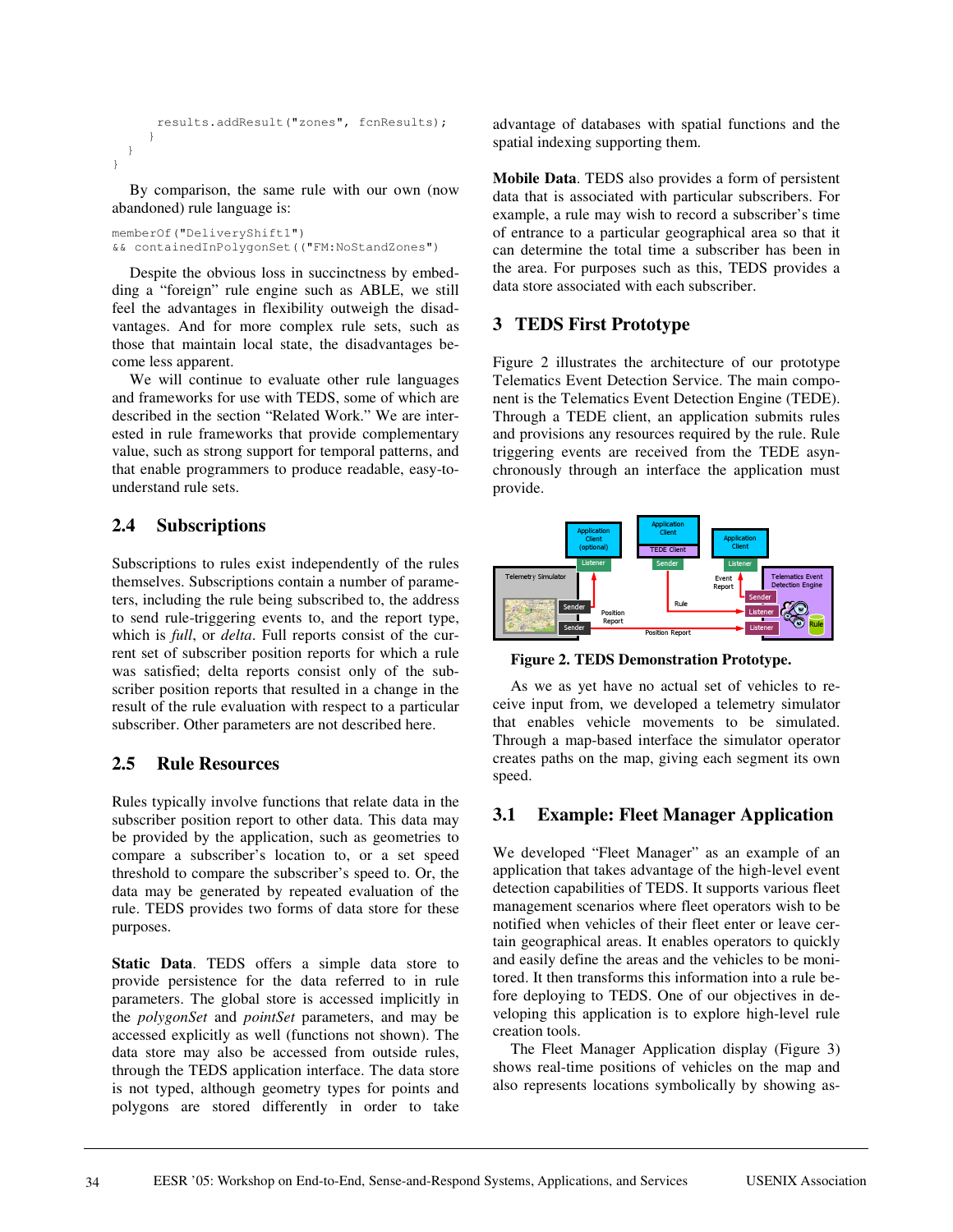```
        results.addResult("zones", fcnResults);
      }
    }
}
```

By comparison, the same rule with our own (now abandoned) rule language is:

```
memberOf("DeliveryShift1")
&& containedInPolygonSet(("FM:NoStandZones")
```

Despite the obvious loss in succinctness by embedding a "foreign" rule engine such as ABLE, we still feel the advantages in flexibility outweigh the disadvantages. And for more complex rule sets, such as those that maintain local state, the disadvantages become less apparent.

We will continue to evaluate other rule languages and frameworks for use with TEDS, some of which are described in the section "Related Work." We are interested in rule frameworks that provide complementary value, such as strong support for temporal patterns, and that enable programmers to produce readable, easy-to-understand rule sets.

### 2.4 Subscriptions

Subscriptions to rules exist independently of the rules themselves. Subscriptions contain a number of parameters, including the rule being subscribed to, the address to send rule-triggering events to, and the report type, which is *full*, or *delta*. Full reports consist of the current set of subscriber position reports for which a rule was satisfied; delta reports consist only of the subscriber position reports that resulted in a change in the result of the rule evaluation with respect to a particular subscriber. Other parameters are not described here.

### 2.5 Rule Resources

Rules typically involve functions that relate data in the subscriber position report to other data. This data may be provided by the application, such as geometries to compare a subscriber's location to, or a set speed threshold to compare the subscriber's speed to. Or, the data may be generated by repeated evaluation of the rule. TEDS provides two forms of data store for these purposes.

**Static Data**. TEDS offers a simple data store to provide persistence for the data referred to in rule parameters. The global store is accessed implicitly in the *polygonSet* and *pointSet* parameters, and may be accessed explicitly as well (functions not shown). The data store may also be accessed from outside rules, through the TEDS application interface. The data store is not typed, although geometry types for points and polygons are stored differently in order to take advantage of databases with spatial functions and the spatial indexing supporting them.

**Mobile Data**. TEDS also provides a form of persistent data that is associated with particular subscribers. For example, a rule may wish to record a subscriber's time of entrance to a particular geographical area so that it can determine the total time a subscriber has been in the area. For purposes such as this, TEDS provides a data store associated with each subscriber.

## 3 TEDS First Prototype

Figure 2 illustrates the architecture of our prototype Telematics Event Detection Service. The main component is the Telematics Event Detection Engine (TEDE). Through a TEDE client, an application submits rules and provisions any resources required by the rule. Rule triggering events are received from the TEDE asynchronously through an interface the application must provide.

**Figure 2. TEDS Demonstration Prototype.**

As we as yet have no actual set of vehicles to receive input from, we developed a telemetry simulator that enables vehicle movements to be simulated. Through a map-based interface the simulator operator creates paths on the map, giving each segment its own speed.

### 3.1 Example: Fleet Manager Application

We developed "Fleet Manager" as an example of an application that takes advantage of the high-level event detection capabilities of TEDS. It supports various fleet management scenarios where fleet operators wish to be notified when vehicles of their fleet enter or leave certain geographical areas. It enables operators to quickly and easily define the areas and the vehicles to be monitored. It then transforms this information into a rule before deploying to TEDS. One of our objectives in developing this application is to explore high-level rule creation tools.

The Fleet Manager Application display (Figure 3) shows real-time positions of vehicles on the map and also represents locations symbolically by showing as-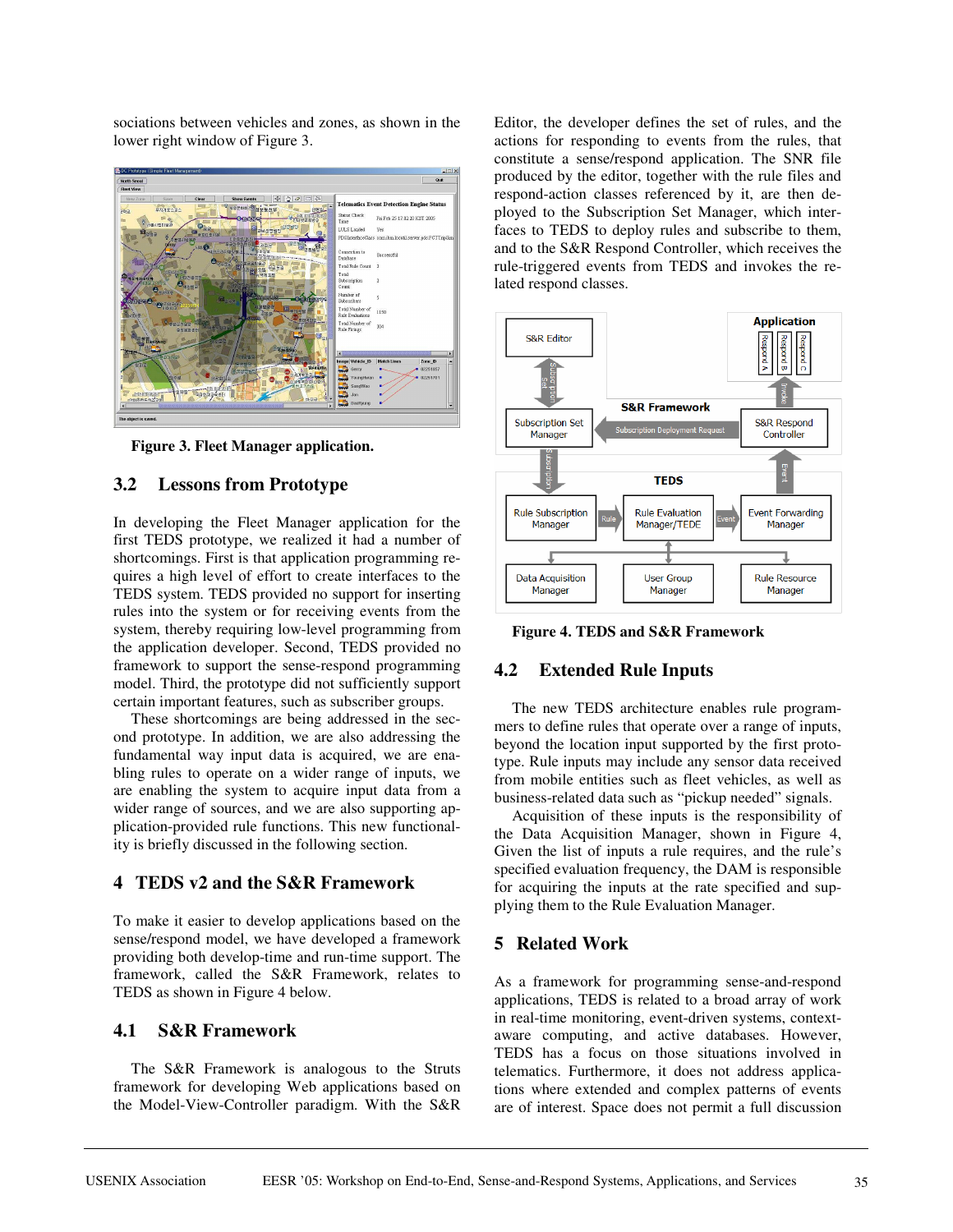sociations between vehicles and zones, as shown in the lower right window of Figure 3.

Figure 3. Fleet Manager application.

### 3.2 Lessons from Prototype

In developing the Fleet Manager application for the first TEDS prototype, we realized it had a number of shortcomings. First is that application programming requires a high level of effort to create interfaces to the TEDS system. TEDS provided no support for inserting rules into the system or for receiving events from the system, thereby requiring low-level programming from the application developer. Second, TEDS provided no framework to support the sense-respond programming model. Third, the prototype did not sufficiently support certain important features, such as subscriber groups.

These shortcomings are being addressed in the second prototype. In addition, we are also addressing the fundamental way input data is acquired, we are enabling rules to operate on a wider range of inputs, we are enabling the system to acquire input data from a wider range of sources, and we are also supporting application-provided rule functions. This new functionality is briefly discussed in the following section.

## 4 TEDS v2 and the S&R Framework

To make it easier to develop applications based on the sense/respond model, we have developed a framework providing both develop-time and run-time support. The framework, called the S&R Framework, relates to TEDS as shown in Figure 4 below.

### 4.1 S&R Framework

The S&R Framework is analogous to the Struts framework for developing Web applications based on the Model-View-Controller paradigm. With the S&R Editor, the developer defines the set of rules, and the actions for responding to events from the rules, that constitute a sense/respond application. The SNR file produced by the editor, together with the rule files and respond-action classes referenced by it, are then deployed to the Subscription Set Manager, which interfaces to TEDS to deploy rules and subscribe to them, and to the S&R Respond Controller, which receives the rule-triggered events from TEDS and invokes the related respond classes.

Figure 4. TEDS and S&R Framework

### 4.2 Extended Rule Inputs

The new TEDS architecture enables rule programmers to define rules that operate over a range of inputs, beyond the location input supported by the first prototype. Rule inputs may include any sensor data received from mobile entities such as fleet vehicles, as well as business-related data such as "pickup needed" signals.

Acquisition of these inputs is the responsibility of the Data Acquisition Manager, shown in Figure 4, Given the list of inputs a rule requires, and the rule's specified evaluation frequency, the DAM is responsible for acquiring the inputs at the rate specified and supplying them to the Rule Evaluation Manager.

## 5 Related Work

As a framework for programming sense-and-respond applications, TEDS is related to a broad array of work in real-time monitoring, event-driven systems, context-aware computing, and active databases. However, TEDS has a focus on those situations involved in telematics. Furthermore, it does not address applications where extended and complex patterns of events are of interest. Space does not permit a full discussion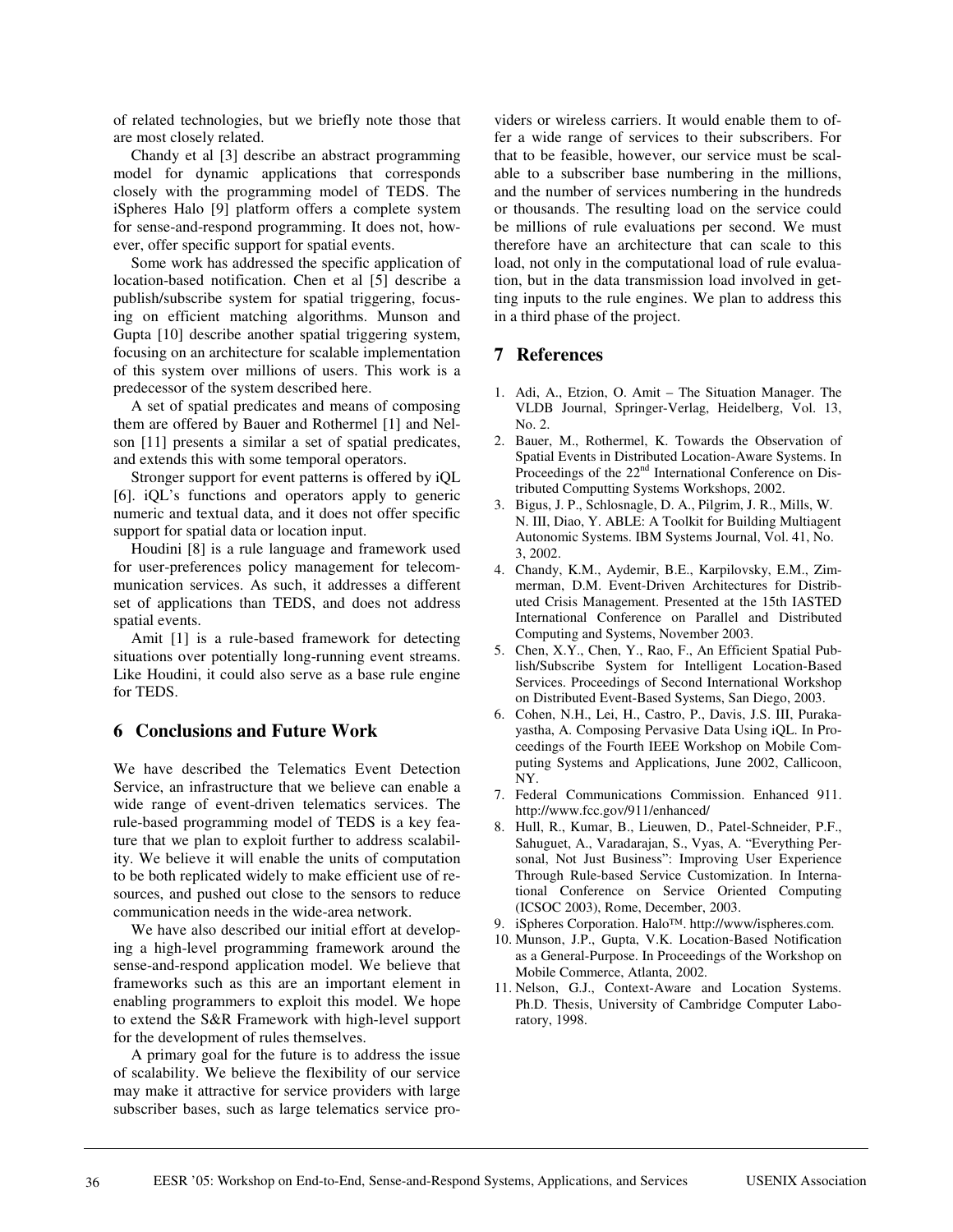of related technologies, but we briefly note those that are most closely related.

Chandy et al [3] describe an abstract programming model for dynamic applications that corresponds closely with the programming model of TEDS. The iSpheres Halo [9] platform offers a complete system for sense-and-respond programming. It does not, however, offer specific support for spatial events.

Some work has addressed the specific application of location-based notification. Chen et al [5] describe a publish/subscribe system for spatial triggering, focusing on efficient matching algorithms. Munson and Gupta [10] describe another spatial triggering system, focusing on an architecture for scalable implementation of this system over millions of users. This work is a predecessor of the system described here.

A set of spatial predicates and means of composing them are offered by Bauer and Rothermel [1] and Nelson [11] presents a similar a set of spatial predicates, and extends this with some temporal operators.

Stronger support for event patterns is offered by iQL [6]. iQL's functions and operators apply to generic numeric and textual data, and it does not offer specific support for spatial data or location input.

Houdini [8] is a rule language and framework used for user-preferences policy management for telecommunication services. As such, it addresses a different set of applications than TEDS, and does not address spatial events.

Amit [1] is a rule-based framework for detecting situations over potentially long-running event streams. Like Houdini, it could also serve as a base rule engine for TEDS.

## 6 Conclusions and Future Work

We have described the Telematics Event Detection Service, an infrastructure that we believe can enable a wide range of event-driven telematics services. The rule-based programming model of TEDS is a key feature that we plan to exploit further to address scalability. We believe it will enable the units of computation to be both replicated widely to make efficient use of resources, and pushed out close to the sensors to reduce communication needs in the wide-area network.

We have also described our initial effort at developing a high-level programming framework around the sense-and-respond application model. We believe that frameworks such as this are an important element in enabling programmers to exploit this model. We hope to extend the S&R Framework with high-level support for the development of rules themselves.

A primary goal for the future is to address the issue of scalability. We believe the flexibility of our service may make it attractive for service providers with large subscriber bases, such as large telematics service providers or wireless carriers. It would enable them to offer a wide range of services to their subscribers. For that to be feasible, however, our service must be scalable to a subscriber base numbering in the millions, and the number of services numbering in the hundreds or thousands. The resulting load on the service could be millions of rule evaluations per second. We must therefore have an architecture that can scale to this load, not only in the computational load of rule evaluation, but in the data transmission load involved in getting inputs to the rule engines. We plan to address this in a third phase of the project.

## 7 References

1. Adi, A., Etzion, O. Amit – The Situation Manager. The VLDB Journal, Springer-Verlag, Heidelberg, Vol. 13, No. 2.
2. Bauer, M., Rothermel, K. Towards the Observation of Spatial Events in Distributed Location-Aware Systems. In Proceedings of the 22nd International Conference on Distributed Computting Systems Workshops, 2002.
3. Bigus, J. P., Schlosnagle, D. A., Pilgrim, J. R., Mills, W. N. III, Diao, Y. ABLE: A Toolkit for Building Multiagent Autonomic Systems. IBM Systems Journal, Vol. 41, No. 3, 2002.
4. Chandy, K.M., Aydemir, B.E., Karpilovsky, E.M., Zimmerman, D.M. Event-Driven Architectures for Distributed Crisis Management. Presented at the 15th IASTED International Conference on Parallel and Distributed Computing and Systems, November 2003.
5. Chen, X.Y., Chen, Y., Rao, F., An Efficient Spatial Publish/Subscribe System for Intelligent Location-Based Services. Proceedings of Second International Workshop on Distributed Event-Based Systems, San Diego, 2003.
6. Cohen, N.H., Lei, H., Castro, P., Davis, J.S. III, Purakayastha, A. Composing Pervasive Data Using iQL. In Proceedings of the Fourth IEEE Workshop on Mobile Computing Systems and Applications, June 2002, Callicoon, NY.
7. Federal Communications Commission. Enhanced 911. http://www.fcc.gov/911/enhanced/
8. Hull, R., Kumar, B., Lieuwen, D., Patel-Schneider, P.F., Sahuguet, A., Varadarajan, S., Vyas, A. "Everything Personal, Not Just Business": Improving User Experience Through Rule-based Service Customization. In International Conference on Service Oriented Computing (ICSOC 2003), Rome, December, 2003.
9. iSpheres Corporation. Halo™. http://www/ispheres.com.
10. Munson, J.P., Gupta, V.K. Location-Based Notification as a General-Purpose. In Proceedings of the Workshop on Mobile Commerce, Atlanta, 2002.
11. Nelson, G.J., Context-Aware and Location Systems. Ph.D. Thesis, University of Cambridge Computer Laboratory, 1998.